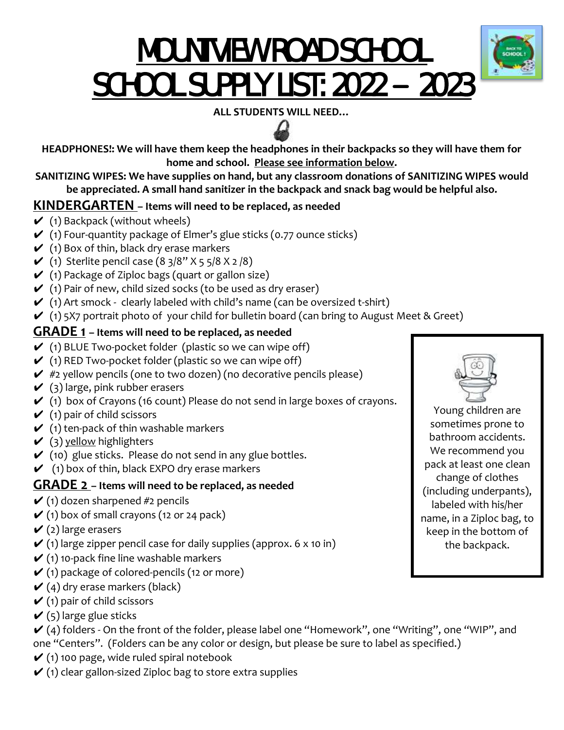# MOUNTVIEW ROAD SCHOOL
# SCHOOL SUPPLY LIST: 2022 – 2023

**ALL STUDENTS WILL NEED…**

**HEADPHONES!: We will have them keep the headphones in their backpacks so they will have them for home and school. Please see information below.**

**SANITIZING WIPES: We have supplies on hand, but any classroom donations of SANITIZING WIPES would be appreciated. A small hand sanitizer in the backpack and snack bag would be helpful also.**

## KINDERGARTEN – Items will need to be replaced, as needed

- ✔ (1) Backpack (without wheels)
- ✔ (1) Four-quantity package of Elmer's glue sticks (0.77 ounce sticks)
- ✔ (1) Box of thin, black dry erase markers
- ✔ (1) Sterlite pencil case (8 3/8" X 5 5/8 X 2 /8)
- ✔ (1) Package of Ziploc bags (quart or gallon size)
- ✔ (1) Pair of new, child sized socks (to be used as dry eraser)
- ✔ (1) Art smock - clearly labeled with child's name (can be oversized t-shirt)
- ✔ (1) 5X7 portrait photo of your child for bulletin board (can bring to August Meet & Greet)

## GRADE 1 – Items will need to be replaced, as needed

- ✔ (1) BLUE Two-pocket folder (plastic so we can wipe off)
- ✔ (1) RED Two-pocket folder (plastic so we can wipe off)
- ✔ #2 yellow pencils (one to two dozen) (no decorative pencils please)
- ✔ (3) large, pink rubber erasers
- ✔ (1) box of Crayons (16 count) Please do not send in large boxes of crayons.
- ✔ (1) pair of child scissors
- ✔ (1) ten-pack of thin washable markers
- ✔ (3) yellow highlighters
- ✔ (10) glue sticks. Please do not send in any glue bottles.
- ✔ (1) box of thin, black EXPO dry erase markers

Young children are sometimes prone to bathroom accidents. We recommend you pack at least one clean change of clothes (including underpants), labeled with his/her name, in a Ziploc bag, to keep in the bottom of the backpack.

## GRADE 2 – Items will need to be replaced, as needed

- ✔ (1) dozen sharpened #2 pencils
- ✔ (1) box of small crayons (12 or 24 pack)
- ✔ (2) large erasers
- ✔ (1) large zipper pencil case for daily supplies (approx. 6 x 10 in)
- ✔ (1) 10-pack fine line washable markers
- ✔ (1) package of colored-pencils (12 or more)
- ✔ (4) dry erase markers (black)
- ✔ (1) pair of child scissors
- ✔ (5) large glue sticks
- ✔ (4) folders - On the front of the folder, please label one "Homework", one "Writing", one "WIP", and one "Centers". (Folders can be any color or design, but please be sure to label as specified.)
- ✔ (1) 100 page, wide ruled spiral notebook
- ✔ (1) clear gallon-sized Ziploc bag to store extra supplies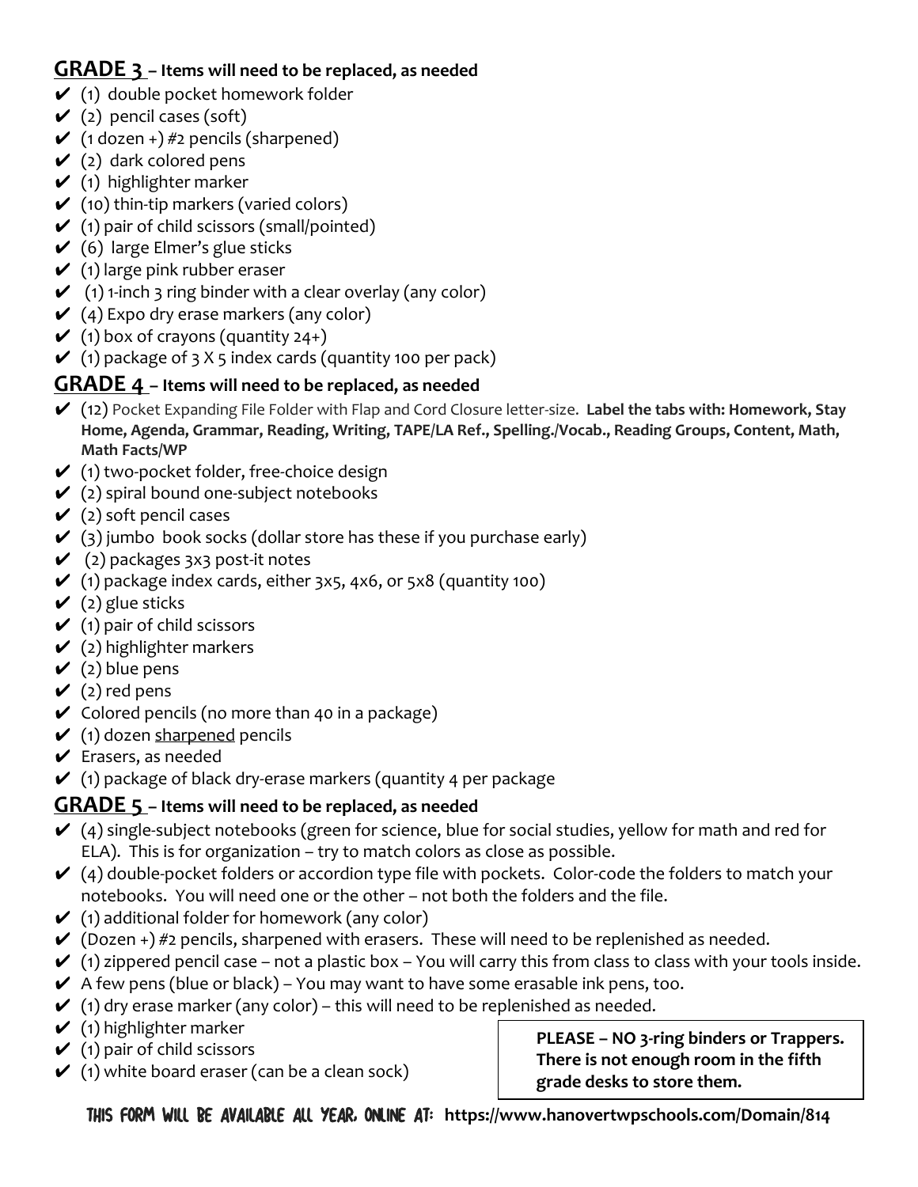## GRADE 3 – Items will need to be replaced, as needed

- ✔ (1) double pocket homework folder
- ✔ (2) pencil cases (soft)
- ✔ (1 dozen +) #2 pencils (sharpened)
- ✔ (2) dark colored pens
- ✔ (1) highlighter marker
- ✔ (10) thin-tip markers (varied colors)
- ✔ (1) pair of child scissors (small/pointed)
- ✔ (6) large Elmer's glue sticks
- ✔ (1) large pink rubber eraser
- ✔ (1) 1-inch 3 ring binder with a clear overlay (any color)
- ✔ (4) Expo dry erase markers (any color)
- ✔ (1) box of crayons (quantity 24+)
- ✔ (1) package of 3 X 5 index cards (quantity 100 per pack)

## GRADE 4 – Items will need to be replaced, as needed

- ✔ (12) Pocket Expanding File Folder with Flap and Cord Closure letter-size. **Label the tabs with: Homework, Stay Home, Agenda, Grammar, Reading, Writing, TAPE/LA Ref., Spelling./Vocab., Reading Groups, Content, Math, Math Facts/WP**
- ✔ (1) two-pocket folder, free-choice design
- ✔ (2) spiral bound one-subject notebooks
- ✔ (2) soft pencil cases
- ✔ (3) jumbo book socks (dollar store has these if you purchase early)
- ✔ (2) packages 3x3 post-it notes
- ✔ (1) package index cards, either 3x5, 4x6, or 5x8 (quantity 100)
- ✔ (2) glue sticks
- ✔ (1) pair of child scissors
- ✔ (2) highlighter markers
- ✔ (2) blue pens
- ✔ (2) red pens
- ✔ Colored pencils (no more than 40 in a package)
- ✔ (1) dozen <u>sharpened</u> pencils
- ✔ Erasers, as needed
- ✔ (1) package of black dry-erase markers (quantity 4 per package

## GRADE 5 – Items will need to be replaced, as needed

- ✔ (4) single-subject notebooks (green for science, blue for social studies, yellow for math and red for ELA). This is for organization – try to match colors as close as possible.
- ✔ (4) double-pocket folders or accordion type file with pockets. Color-code the folders to match your notebooks. You will need one or the other – not both the folders and the file.
- ✔ (1) additional folder for homework (any color)
- ✔ (Dozen +) #2 pencils, sharpened with erasers. These will need to be replenished as needed.
- ✔ (1) zippered pencil case – not a plastic box – You will carry this from class to class with your tools inside.
- ✔ A few pens (blue or black) – You may want to have some erasable ink pens, too.
- ✔ (1) dry erase marker (any color) – this will need to be replenished as needed.
- ✔ (1) highlighter marker
- ✔ (1) pair of child scissors
- ✔ (1) white board eraser (can be a clean sock)

**PLEASE – NO 3-ring binders or Trappers. There is not enough room in the fifth grade desks to store them.**

THIS FORM WILL BE AVAILABLE ALL YEAR, ONLINE AT: **https://www.hanovertwpschools.com/Domain/814**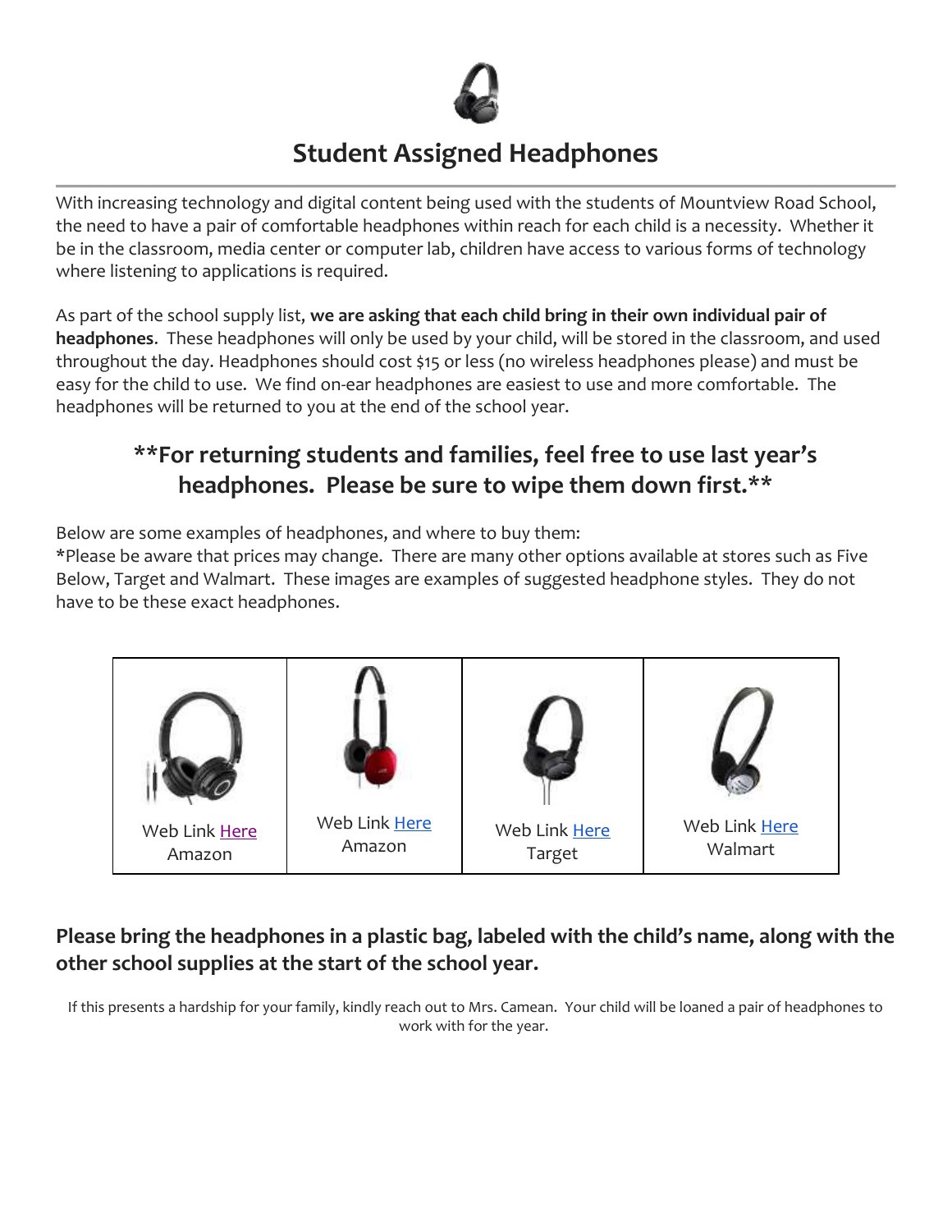# Student Assigned Headphones

With increasing technology and digital content being used with the students of Mountview Road School, the need to have a pair of comfortable headphones within reach for each child is a necessity. Whether it be in the classroom, media center or computer lab, children have access to various forms of technology where listening to applications is required.

As part of the school supply list, **we are asking that each child bring in their own individual pair of headphones**. These headphones will only be used by your child, will be stored in the classroom, and used throughout the day. Headphones should cost $15 or less (no wireless headphones please) and must be easy for the child to use. We find on-ear headphones are easiest to use and more comfortable. The headphones will be returned to you at the end of the school year.

## **For returning students and families, feel free to use last year's headphones. Please be sure to wipe them down first.**

Below are some examples of headphones, and where to buy them:
*Please be aware that prices may change. There are many other options available at stores such as Five Below, Target and Walmart. These images are examples of suggested headphone styles. They do not have to be these exact headphones.

| | | | |
|---|---|---|---|
| Web Link Here<br>Amazon | Web Link Here<br>Amazon | Web Link Here<br>Target | Web Link Here<br>Walmart |

**Please bring the headphones in a plastic bag, labeled with the child's name, along with the other school supplies at the start of the school year.**

If this presents a hardship for your family, kindly reach out to Mrs. Camean. Your child will be loaned a pair of headphones to work with for the year.